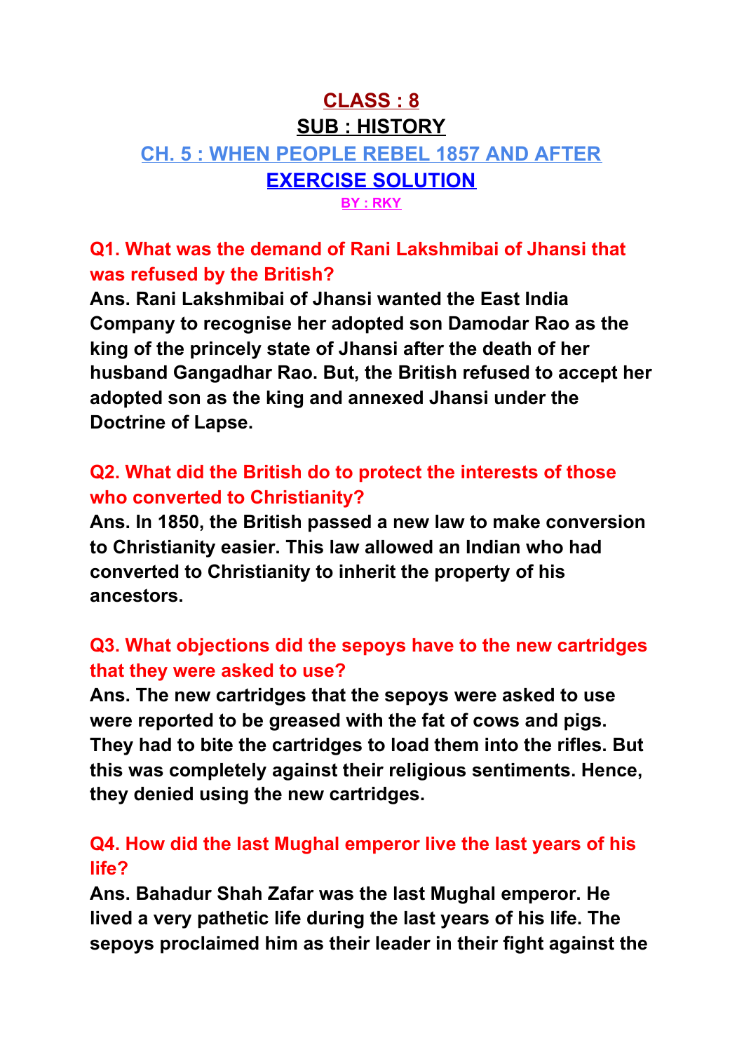# CLASS : 8

## SUB : HISTORY

## CH. 5 : WHEN PEOPLE REBEL 1857 AND AFTER

## EXERCISE SOLUTION

**BY : RKY**

### Q1. What was the demand of Rani Lakshmibai of Jhansi that was refused by the British?

**Ans. Rani Lakshmibai of Jhansi wanted the East India Company to recognise her adopted son Damodar Rao as the king of the princely state of Jhansi after the death of her husband Gangadhar Rao. But, the British refused to accept her adopted son as the king and annexed Jhansi under the Doctrine of Lapse.**

### Q2. What did the British do to protect the interests of those who converted to Christianity?

**Ans. In 1850, the British passed a new law to make conversion to Christianity easier. This law allowed an Indian who had converted to Christianity to inherit the property of his ancestors.**

### Q3. What objections did the sepoys have to the new cartridges that they were asked to use?

**Ans. The new cartridges that the sepoys were asked to use were reported to be greased with the fat of cows and pigs. They had to bite the cartridges to load them into the rifles. But this was completely against their religious sentiments. Hence, they denied using the new cartridges.**

### Q4. How did the last Mughal emperor live the last years of his life?

**Ans. Bahadur Shah Zafar was the last Mughal emperor. He lived a very pathetic life during the last years of his life. The sepoys proclaimed him as their leader in their fight against the**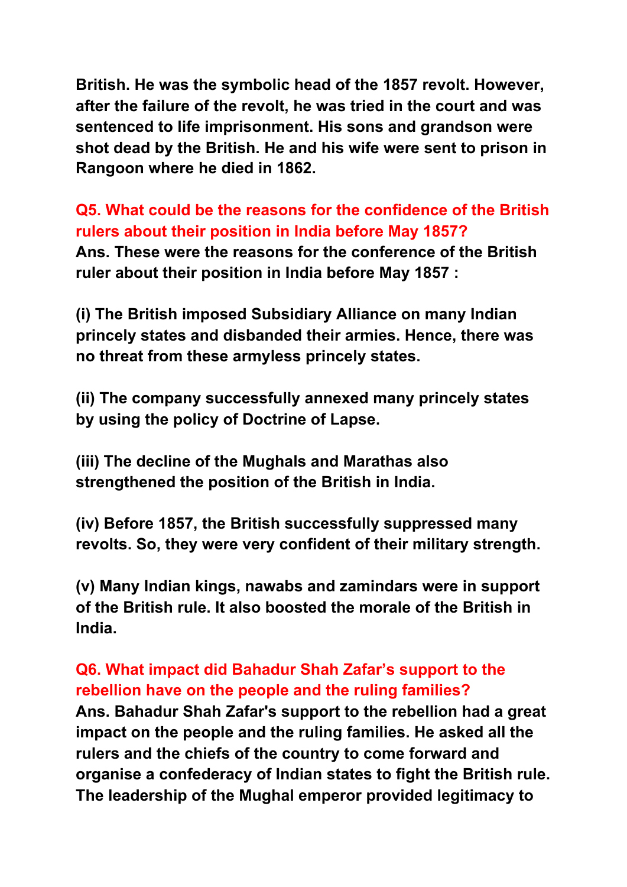**British. He was the symbolic head of the 1857 revolt. However, after the failure of the revolt, he was tried in the court and was sentenced to life imprisonment. His sons and grandson were shot dead by the British. He and his wife were sent to prison in Rangoon where he died in 1862.**

**Q5. What could be the reasons for the confidence of the British rulers about their position in India before May 1857?**

**Ans. These were the reasons for the conference of the British ruler about their position in India before May 1857 :**

**(i) The British imposed Subsidiary Alliance on many Indian princely states and disbanded their armies. Hence, there was no threat from these armyless princely states.**

**(ii) The company successfully annexed many princely states by using the policy of Doctrine of Lapse.**

**(iii) The decline of the Mughals and Marathas also strengthened the position of the British in India.**

**(iv) Before 1857, the British successfully suppressed many revolts. So, they were very confident of their military strength.**

**(v) Many Indian kings, nawabs and zamindars were in support of the British rule. It also boosted the morale of the British in India.**

**Q6. What impact did Bahadur Shah Zafar's support to the rebellion have on the people and the ruling families?**

**Ans. Bahadur Shah Zafar's support to the rebellion had a great impact on the people and the ruling families. He asked all the rulers and the chiefs of the country to come forward and organise a confederacy of Indian states to fight the British rule. The leadership of the Mughal emperor provided legitimacy to**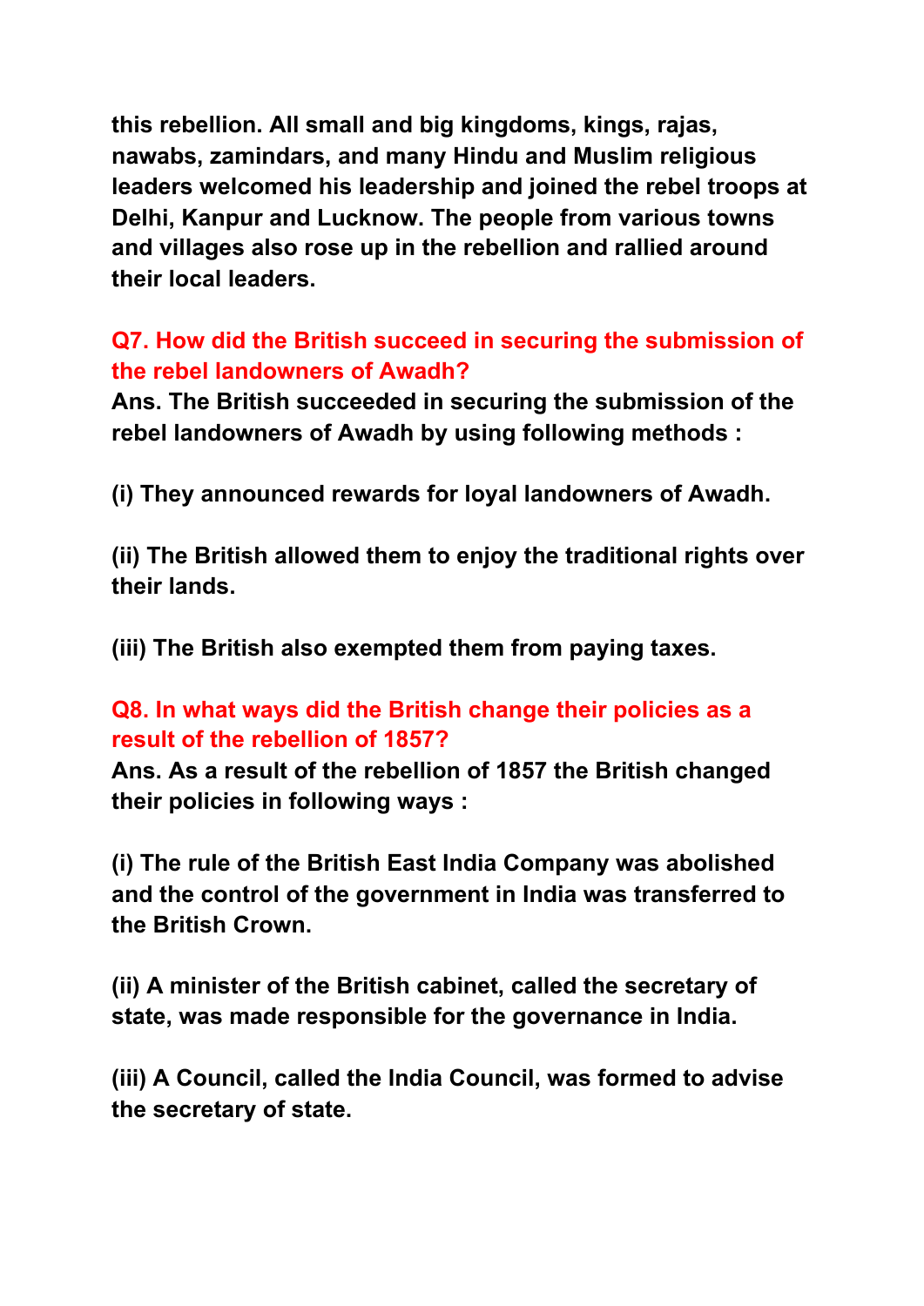**this rebellion. All small and big kingdoms, kings, rajas, nawabs, zamindars, and many Hindu and Muslim religious leaders welcomed his leadership and joined the rebel troops at Delhi, Kanpur and Lucknow. The people from various towns and villages also rose up in the rebellion and rallied around their local leaders.**

**Q7. How did the British succeed in securing the submission of the rebel landowners of Awadh?**

**Ans. The British succeeded in securing the submission of the rebel landowners of Awadh by using following methods :**

**(i) They announced rewards for loyal landowners of Awadh.**

**(ii) The British allowed them to enjoy the traditional rights over their lands.**

**(iii) The British also exempted them from paying taxes.**

**Q8. In what ways did the British change their policies as a result of the rebellion of 1857?**

**Ans. As a result of the rebellion of 1857 the British changed their policies in following ways :**

**(i) The rule of the British East India Company was abolished and the control of the government in India was transferred to the British Crown.**

**(ii) A minister of the British cabinet, called the secretary of state, was made responsible for the governance in India.**

**(iii) A Council, called the India Council, was formed to advise the secretary of state.**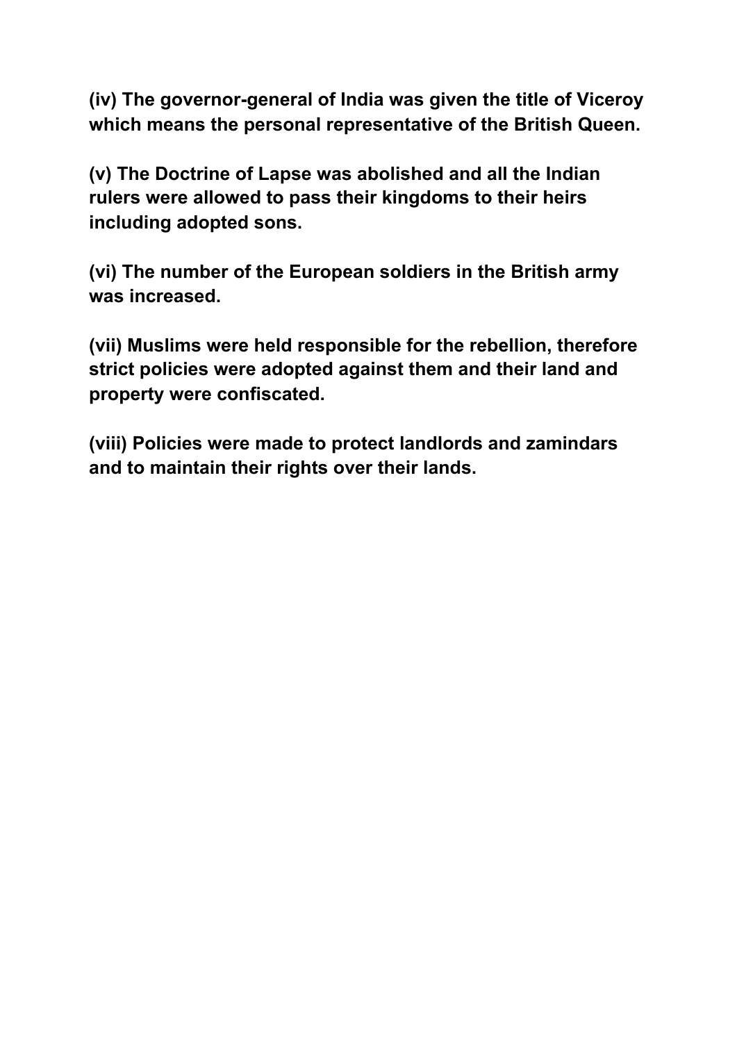**(iv) The governor-general of India was given the title of Viceroy which means the personal representative of the British Queen.**

**(v) The Doctrine of Lapse was abolished and all the Indian rulers were allowed to pass their kingdoms to their heirs including adopted sons.**

**(vi) The number of the European soldiers in the British army was increased.**

**(vii) Muslims were held responsible for the rebellion, therefore strict policies were adopted against them and their land and property were confiscated.**

**(viii) Policies were made to protect landlords and zamindars and to maintain their rights over their lands.**